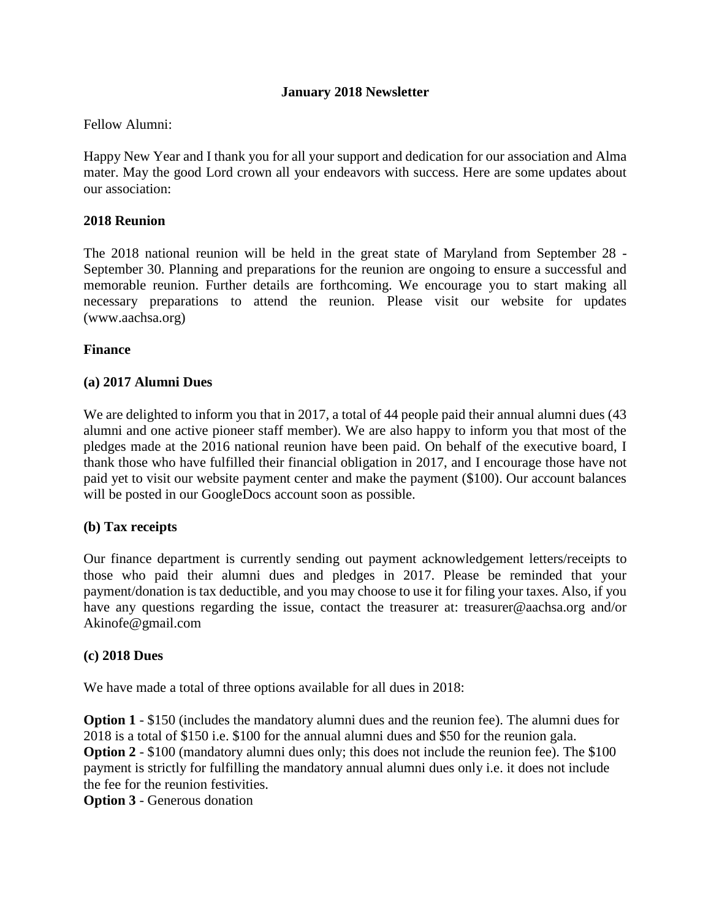**January 2018 Newsletter**

Fellow Alumni:

Happy New Year and I thank you for all your support and dedication for our association and Alma mater. May the good Lord crown all your endeavors with success. Here are some updates about our association:

**2018 Reunion**

The 2018 national reunion will be held in the great state of Maryland from September 28 - September 30. Planning and preparations for the reunion are ongoing to ensure a successful and memorable reunion. Further details are forthcoming. We encourage you to start making all necessary preparations to attend the reunion. Please visit our website for updates (www.aachsa.org)

**Finance**

**(a) 2017 Alumni Dues**

We are delighted to inform you that in 2017, a total of 44 people paid their annual alumni dues (43 alumni and one active pioneer staff member). We are also happy to inform you that most of the pledges made at the 2016 national reunion have been paid. On behalf of the executive board, I thank those who have fulfilled their financial obligation in 2017, and I encourage those have not paid yet to visit our website payment center and make the payment ($100). Our account balances will be posted in our GoogleDocs account soon as possible.

**(b) Tax receipts**

Our finance department is currently sending out payment acknowledgement letters/receipts to those who paid their alumni dues and pledges in 2017. Please be reminded that your payment/donation is tax deductible, and you may choose to use it for filing your taxes. Also, if you have any questions regarding the issue, contact the treasurer at: treasurer@aachsa.org and/or Akinofe@gmail.com

**(c) 2018 Dues**

We have made a total of three options available for all dues in 2018:

**Option 1** - $150 (includes the mandatory alumni dues and the reunion fee). The alumni dues for 2018 is a total of $150 i.e. $100 for the annual alumni dues and $50 for the reunion gala.
**Option 2** - $100 (mandatory alumni dues only; this does not include the reunion fee). The $100 payment is strictly for fulfilling the mandatory annual alumni dues only i.e. it does not include the fee for the reunion festivities.
**Option 3** - Generous donation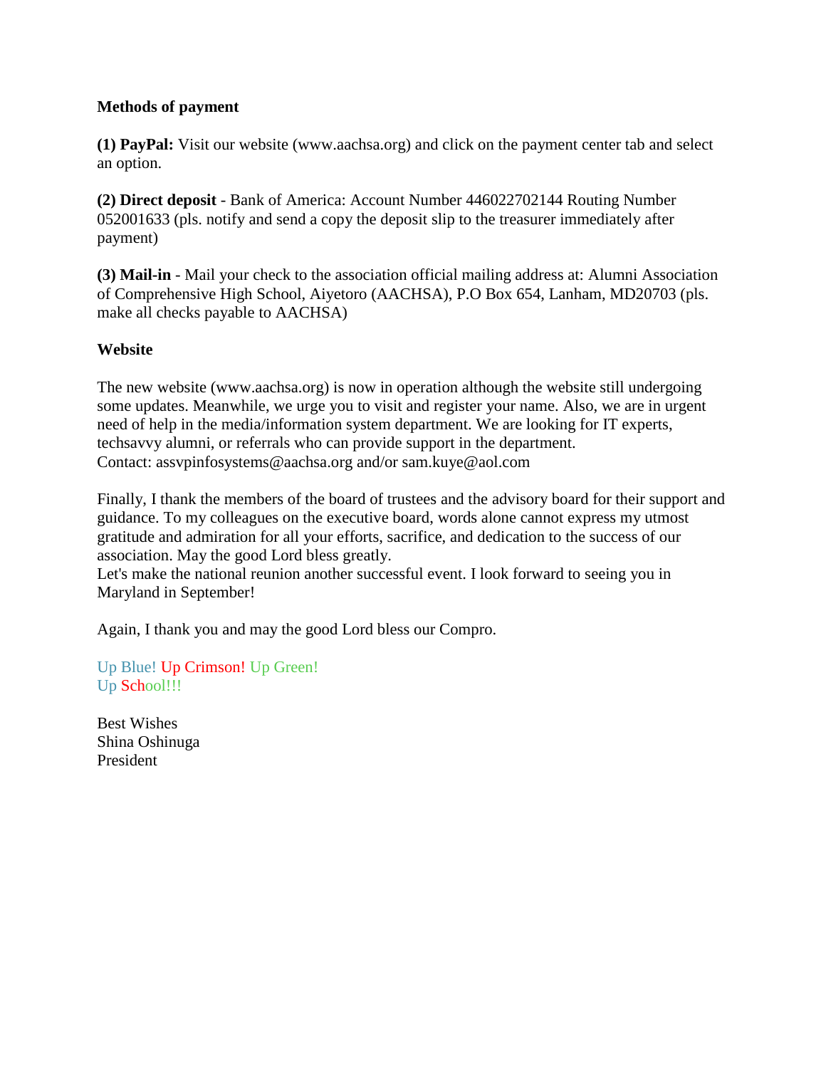**Methods of payment**

**(1) PayPal:** Visit our website (www.aachsa.org) and click on the payment center tab and select an option.

**(2) Direct deposit** - Bank of America: Account Number 446022702144 Routing Number 052001633 (pls. notify and send a copy the deposit slip to the treasurer immediately after payment)

**(3) Mail-in** - Mail your check to the association official mailing address at: Alumni Association of Comprehensive High School, Aiyetoro (AACHSA), P.O Box 654, Lanham, MD20703 (pls. make all checks payable to AACHSA)

**Website**

The new website (www.aachsa.org) is now in operation although the website still undergoing some updates. Meanwhile, we urge you to visit and register your name. Also, we are in urgent need of help in the media/information system department. We are looking for IT experts, techsavvy alumni, or referrals who can provide support in the department.
Contact: assvpinfosystems@aachsa.org and/or sam.kuye@aol.com

Finally, I thank the members of the board of trustees and the advisory board for their support and guidance. To my colleagues on the executive board, words alone cannot express my utmost gratitude and admiration for all your efforts, sacrifice, and dedication to the success of our association. May the good Lord bless greatly.
Let's make the national reunion another successful event. I look forward to seeing you in Maryland in September!

Again, I thank you and may the good Lord bless our Compro.

Up Blue! Up Crimson! Up Green!
Up School!!!

Best Wishes
Shina Oshinuga
President